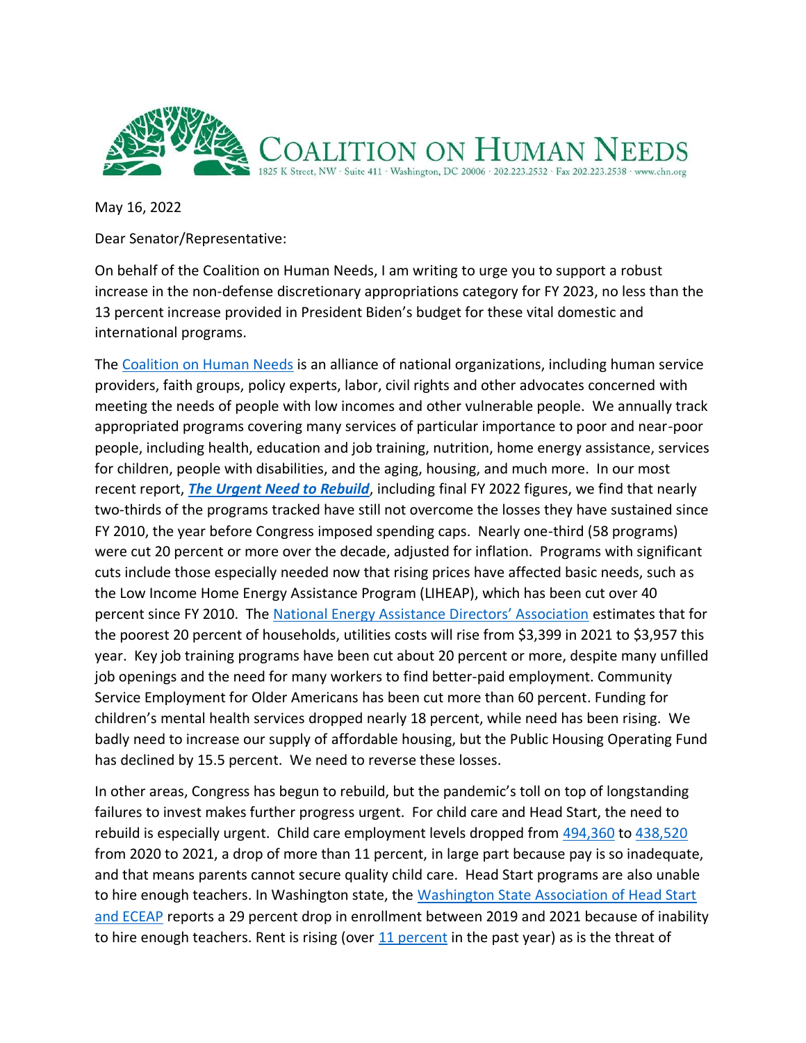# COALITION ON HUMAN NEEDS

1825 K Street, NW · Suite 411 · Washington, DC 20006 · 202.223.2532 · Fax 202.223.2538 · www.chn.org

May 16, 2022

Dear Senator/Representative:

On behalf of the Coalition on Human Needs, I am writing to urge you to support a robust increase in the non-defense discretionary appropriations category for FY 2023, no less than the 13 percent increase provided in President Biden's budget for these vital domestic and international programs.

The Coalition on Human Needs is an alliance of national organizations, including human service providers, faith groups, policy experts, labor, civil rights and other advocates concerned with meeting the needs of people with low incomes and other vulnerable people. We annually track appropriated programs covering many services of particular importance to poor and near-poor people, including health, education and job training, nutrition, home energy assistance, services for children, people with disabilities, and the aging, housing, and much more. In our most recent report, ***The Urgent Need to Rebuild***, including final FY 2022 figures, we find that nearly two-thirds of the programs tracked have still not overcome the losses they have sustained since FY 2010, the year before Congress imposed spending caps. Nearly one-third (58 programs) were cut 20 percent or more over the decade, adjusted for inflation. Programs with significant cuts include those especially needed now that rising prices have affected basic needs, such as the Low Income Home Energy Assistance Program (LIHEAP), which has been cut over 40 percent since FY 2010. The National Energy Assistance Directors' Association estimates that for the poorest 20 percent of households, utilities costs will rise from $3,399 in 2021 to $3,957 this year. Key job training programs have been cut about 20 percent or more, despite many unfilled job openings and the need for many workers to find better-paid employment. Community Service Employment for Older Americans has been cut more than 60 percent. Funding for children's mental health services dropped nearly 18 percent, while need has been rising. We badly need to increase our supply of affordable housing, but the Public Housing Operating Fund has declined by 15.5 percent. We need to reverse these losses.

In other areas, Congress has begun to rebuild, but the pandemic's toll on top of longstanding failures to invest makes further progress urgent. For child care and Head Start, the need to rebuild is especially urgent. Child care employment levels dropped from 494,360 to 438,520 from 2020 to 2021, a drop of more than 11 percent, in large part because pay is so inadequate, and that means parents cannot secure quality child care. Head Start programs are also unable to hire enough teachers. In Washington state, the Washington State Association of Head Start and ECEAP reports a 29 percent drop in enrollment between 2019 and 2021 because of inability to hire enough teachers. Rent is rising (over 11 percent in the past year) as is the threat of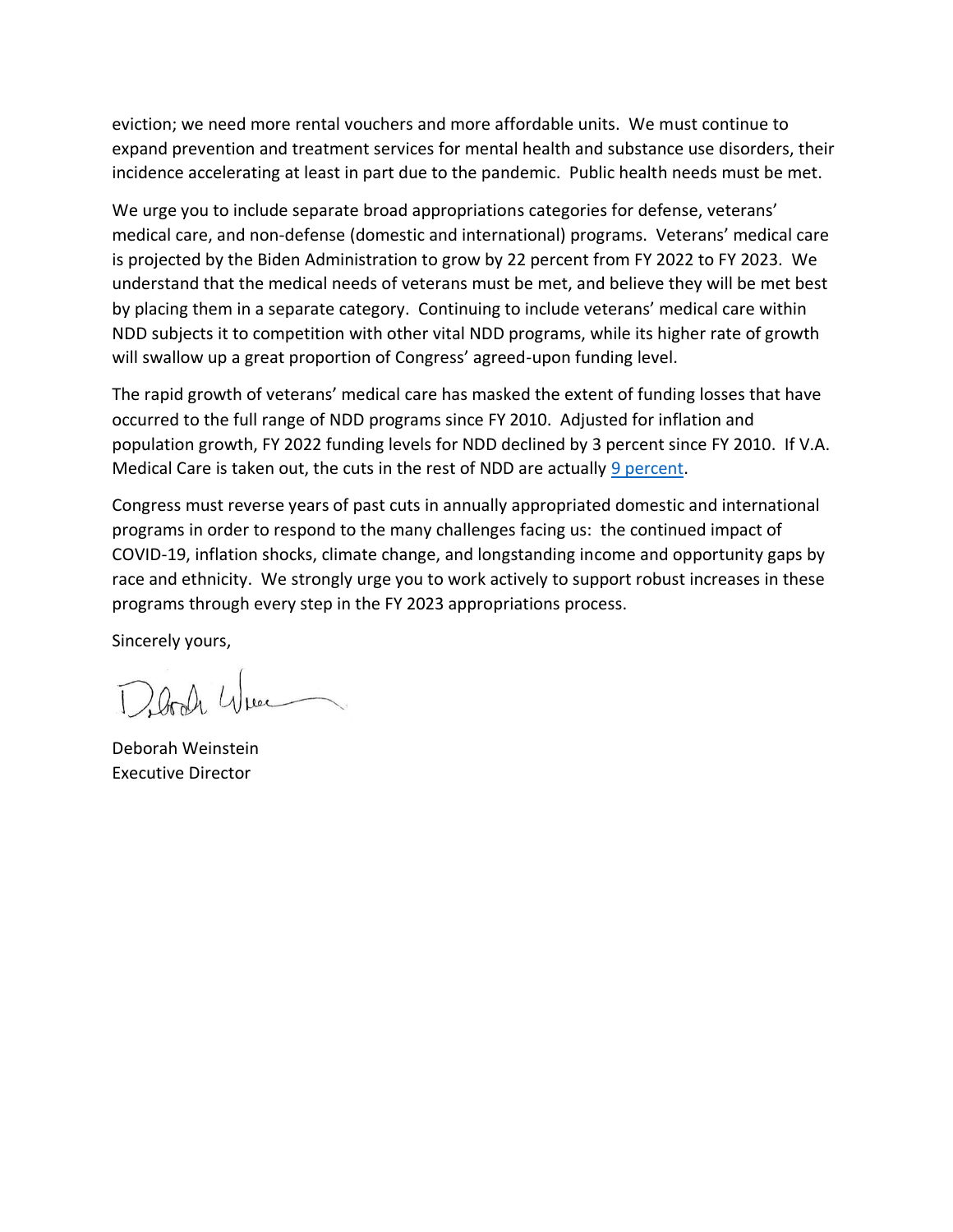eviction; we need more rental vouchers and more affordable units. We must continue to expand prevention and treatment services for mental health and substance use disorders, their incidence accelerating at least in part due to the pandemic. Public health needs must be met.

We urge you to include separate broad appropriations categories for defense, veterans' medical care, and non-defense (domestic and international) programs. Veterans' medical care is projected by the Biden Administration to grow by 22 percent from FY 2022 to FY 2023. We understand that the medical needs of veterans must be met, and believe they will be met best by placing them in a separate category. Continuing to include veterans' medical care within NDD subjects it to competition with other vital NDD programs, while its higher rate of growth will swallow up a great proportion of Congress' agreed-upon funding level.

The rapid growth of veterans' medical care has masked the extent of funding losses that have occurred to the full range of NDD programs since FY 2010. Adjusted for inflation and population growth, FY 2022 funding levels for NDD declined by 3 percent since FY 2010. If V.A. Medical Care is taken out, the cuts in the rest of NDD are actually 9 percent.

Congress must reverse years of past cuts in annually appropriated domestic and international programs in order to respond to the many challenges facing us: the continued impact of COVID-19, inflation shocks, climate change, and longstanding income and opportunity gaps by race and ethnicity. We strongly urge you to work actively to support robust increases in these programs through every step in the FY 2023 appropriations process.

Sincerely yours,

Deborah Weinstein
Executive Director